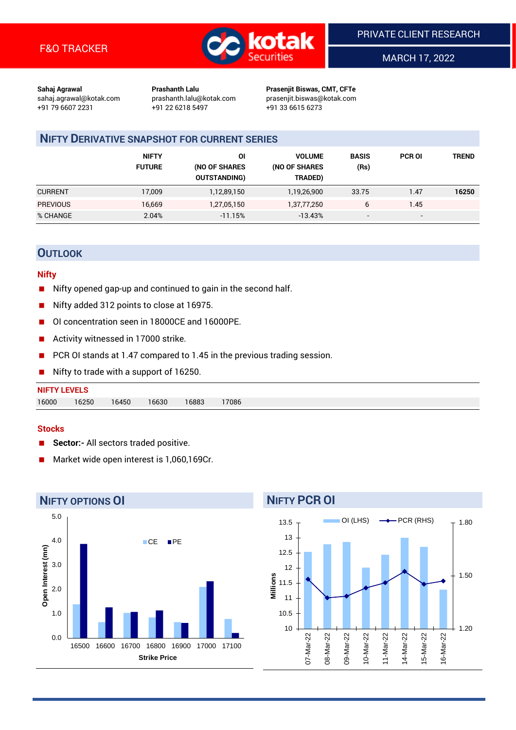F&O TRACKER

PRIVATE CLIENT RESEARCH

MARCH 17, 2022

**Sahaj Agrawal**
sahaj.agrawal@kotak.com
+91 79 6607 2231

**Prashanth Lalu**
prashanth.lalu@kotak.com
+91 22 6218 5497

**Prasenjit Biswas, CMT, CFTe**
prasenjit.biswas@kotak.com
+91 33 6615 6273

## NIFTY DERIVATIVE SNAPSHOT FOR CURRENT SERIES

| | NIFTY FUTURE | OI (NO OF SHARES OUTSTANDING) | VOLUME (NO OF SHARES TRADED) | BASIS (Rs) | PCR OI | TREND |
|---|---|---|---|---|---|---|
| CURRENT | 17,009 | 1,12,89,150 | 1,19,26,900 | 33.75 | 1.47 | **16250** |
| PREVIOUS | 16,669 | 1,27,05,150 | 1,37,77,250 | 6 | 1.45 | |
| % CHANGE | 2.04% | -11.15% | -13.43% | - | - | |

## OUTLOOK

### Nifty

- Nifty opened gap-up and continued to gain in the second half.
- Nifty added 312 points to close at 16975.
- OI concentration seen in 18000CE and 16000PE.
- Activity witnessed in 17000 strike.
- PCR OI stands at 1.47 compared to 1.45 in the previous trading session.
- Nifty to trade with a support of 16250.

**NIFTY LEVELS**

| 16000 | 16250 | 16450 | 16630 | 16883 | 17086 |
|---|---|---|---|---|---|

### Stocks

- **Sector:-** All sectors traded positive.
- Market wide open interest is 1,060,169Cr.

## NIFTY OPTIONS OI

| Strike Price | CE (mn) | PE (mn) |
|---|---|---|
| 16500 | 1.4 | 3.9 |
| 16600 | 0.7 | 1.3 |
| 16700 | 1.0 | 1.1 |
| 16800 | 0.8 | 1.1 |
| 16900 | 0.7 | 0.6 |
| 17000 | 2.1 | 2.3 |
| 17100 | 0.8 | 0.2 |

## NIFTY PCR OI

| Date | OI (LHS, Millions) | PCR (RHS) |
|---|---|---|
| 07-Mar-22 | 12.5 | 1.50 |
| 08-Mar-22 | 12.8 | 1.37 |
| 09-Mar-22 | 12.9 | 1.38 |
| 10-Mar-22 | 12.0 | 1.42 |
| 11-Mar-22 | 12.4 | 1.45 |
| 14-Mar-22 | 13.0 | 1.51 |
| 15-Mar-22 | 12.7 | 1.45 |
| 16-Mar-22 | 11.3 | 1.47 |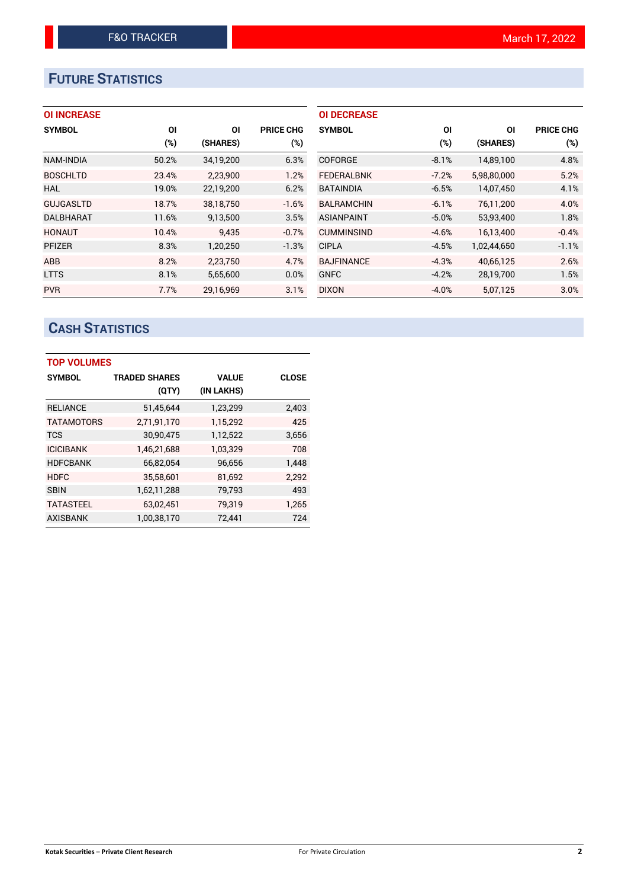# FUTURE STATISTICS

### OI INCREASE

| SYMBOL | OI (%) | OI (SHARES) | PRICE CHG (%) |
|---|---|---|---|
| NAM-INDIA | 50.2% | 34,19,200 | 6.3% |
| BOSCHLTD | 23.4% | 2,23,900 | 1.2% |
| HAL | 19.0% | 22,19,200 | 6.2% |
| GUJGASLTD | 18.7% | 38,18,750 | -1.6% |
| DALBHARAT | 11.6% | 9,13,500 | 3.5% |
| HONAUT | 10.4% | 9,435 | -0.7% |
| PFIZER | 8.3% | 1,20,250 | -1.3% |
| ABB | 8.2% | 2,23,750 | 4.7% |
| LTTS | 8.1% | 5,65,600 | 0.0% |
| PVR | 7.7% | 29,16,969 | 3.1% |

### OI DECREASE

| SYMBOL | OI (%) | OI (SHARES) | PRICE CHG (%) |
|---|---|---|---|
| COFORGE | -8.1% | 14,89,100 | 4.8% |
| FEDERALBNK | -7.2% | 5,98,80,000 | 5.2% |
| BATAINDIA | -6.5% | 14,07,450 | 4.1% |
| BALRAMCHIN | -6.1% | 76,11,200 | 4.0% |
| ASIANPAINT | -5.0% | 53,93,400 | 1.8% |
| CUMMINSIND | -4.6% | 16,13,400 | -0.4% |
| CIPLA | -4.5% | 1,02,44,650 | -1.1% |
| BAJFINANCE | -4.3% | 40,66,125 | 2.6% |
| GNFC | -4.2% | 28,19,700 | 1.5% |
| DIXON | -4.0% | 5,07,125 | 3.0% |

# CASH STATISTICS

### TOP VOLUMES

| SYMBOL | TRADED SHARES (QTY) | VALUE (IN LAKHS) | CLOSE |
|---|---|---|---|
| RELIANCE | 51,45,644 | 1,23,299 | 2,403 |
| TATAMOTORS | 2,71,91,170 | 1,15,292 | 425 |
| TCS | 30,90,475 | 1,12,522 | 3,656 |
| ICICIBANK | 1,46,21,688 | 1,03,329 | 708 |
| HDFCBANK | 66,82,054 | 96,656 | 1,448 |
| HDFC | 35,58,601 | 81,692 | 2,292 |
| SBIN | 1,62,11,288 | 79,793 | 493 |
| TATASTEEL | 63,02,451 | 79,319 | 1,265 |
| AXISBANK | 1,00,38,170 | 72,441 | 724 |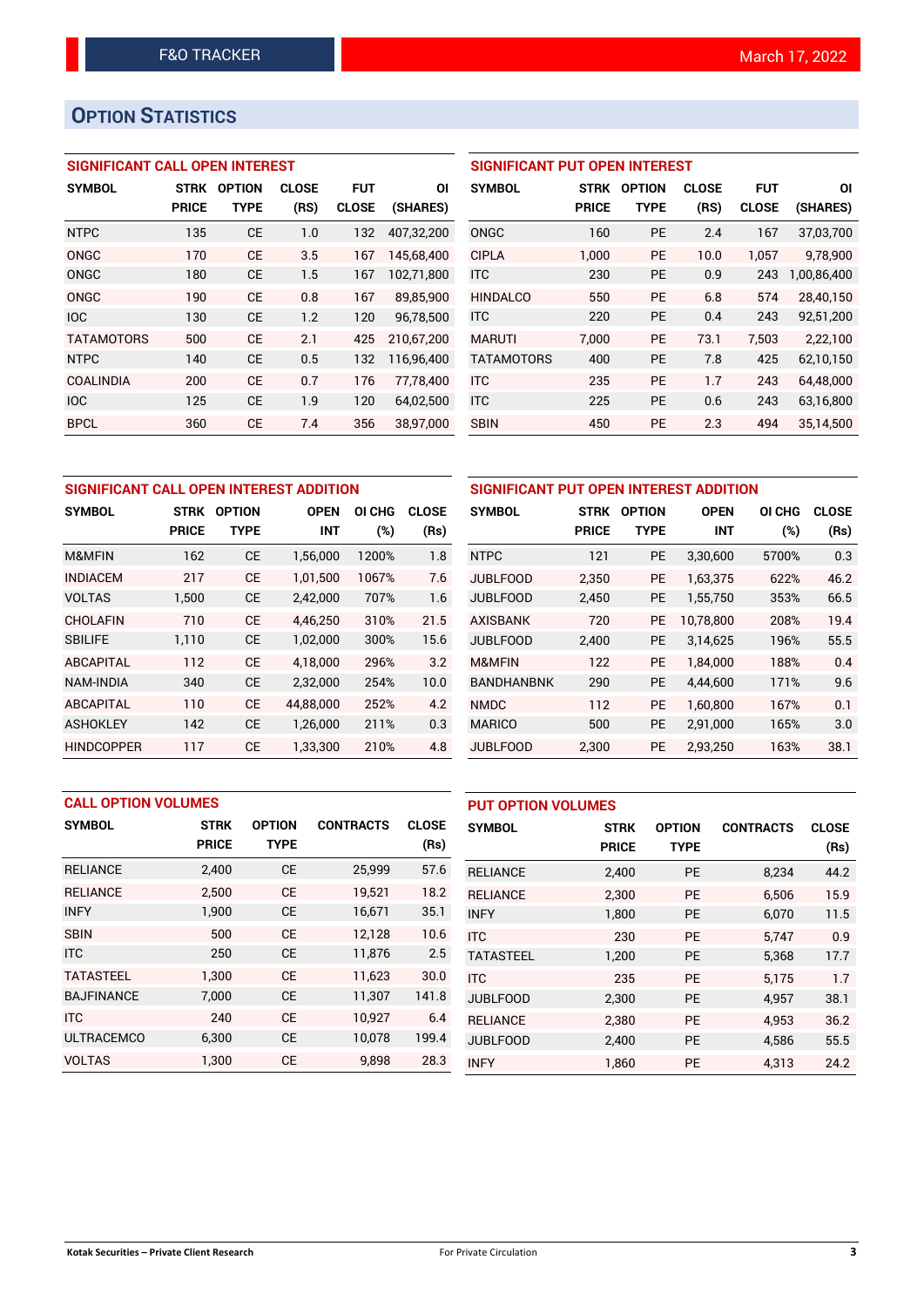## OPTION STATISTICS

### SIGNIFICANT CALL OPEN INTEREST

| SYMBOL | STRK PRICE | OPTION TYPE | CLOSE (RS) | FUT CLOSE | OI (SHARES) |
|---|---|---|---|---|---|
| NTPC | 135 | CE | 1.0 | 132 | 407,32,200 |
| ONGC | 170 | CE | 3.5 | 167 | 145,68,400 |
| ONGC | 180 | CE | 1.5 | 167 | 102,71,800 |
| ONGC | 190 | CE | 0.8 | 167 | 89,85,900 |
| IOC | 130 | CE | 1.2 | 120 | 96,78,500 |
| TATAMOTORS | 500 | CE | 2.1 | 425 | 210,67,200 |
| NTPC | 140 | CE | 0.5 | 132 | 116,96,400 |
| COALINDIA | 200 | CE | 0.7 | 176 | 77,78,400 |
| IOC | 125 | CE | 1.9 | 120 | 64,02,500 |
| BPCL | 360 | CE | 7.4 | 356 | 38,97,000 |

### SIGNIFICANT PUT OPEN INTEREST

| SYMBOL | STRK PRICE | OPTION TYPE | CLOSE (RS) | FUT CLOSE | OI (SHARES) |
|---|---|---|---|---|---|
| ONGC | 160 | PE | 2.4 | 167 | 37,03,700 |
| CIPLA | 1,000 | PE | 10.0 | 1,057 | 9,78,900 |
| ITC | 230 | PE | 0.9 | 243 | 1,00,86,400 |
| HINDALCO | 550 | PE | 6.8 | 574 | 28,40,150 |
| ITC | 220 | PE | 0.4 | 243 | 92,51,200 |
| MARUTI | 7,000 | PE | 73.1 | 7,503 | 2,22,100 |
| TATAMOTORS | 400 | PE | 7.8 | 425 | 62,10,150 |
| ITC | 235 | PE | 1.7 | 243 | 64,48,000 |
| ITC | 225 | PE | 0.6 | 243 | 63,16,800 |
| SBIN | 450 | PE | 2.3 | 494 | 35,14,500 |

### SIGNIFICANT CALL OPEN INTEREST ADDITION

| SYMBOL | STRK PRICE | OPTION TYPE | OPEN INT | OI CHG (%) | CLOSE (Rs) |
|---|---|---|---|---|---|
| M&MFIN | 162 | CE | 1,56,000 | 1200% | 1.8 |
| INDIACEM | 217 | CE | 1,01,500 | 1067% | 7.6 |
| VOLTAS | 1,500 | CE | 2,42,000 | 707% | 1.6 |
| CHOLAFIN | 710 | CE | 4,46,250 | 310% | 21.5 |
| SBILIFE | 1,110 | CE | 1,02,000 | 300% | 15.6 |
| ABCAPITAL | 112 | CE | 4,18,000 | 296% | 3.2 |
| NAM-INDIA | 340 | CE | 2,32,000 | 254% | 10.0 |
| ABCAPITAL | 110 | CE | 44,88,000 | 252% | 4.2 |
| ASHOKLEY | 142 | CE | 1,26,000 | 211% | 0.3 |
| HINDCOPPER | 117 | CE | 1,33,300 | 210% | 4.8 |

### SIGNIFICANT PUT OPEN INTEREST ADDITION

| SYMBOL | STRK PRICE | OPTION TYPE | OPEN INT | OI CHG (%) | CLOSE (Rs) |
|---|---|---|---|---|---|
| NTPC | 121 | PE | 3,30,600 | 5700% | 0.3 |
| JUBLFOOD | 2,350 | PE | 1,63,375 | 622% | 46.2 |
| JUBLFOOD | 2,450 | PE | 1,55,750 | 353% | 66.5 |
| AXISBANK | 720 | PE | 10,78,800 | 208% | 19.4 |
| JUBLFOOD | 2,400 | PE | 3,14,625 | 196% | 55.5 |
| M&MFIN | 122 | PE | 1,84,000 | 188% | 0.4 |
| BANDHANBNK | 290 | PE | 4,44,600 | 171% | 9.6 |
| NMDC | 112 | PE | 1,60,800 | 167% | 0.1 |
| MARICO | 500 | PE | 2,91,000 | 165% | 3.0 |
| JUBLFOOD | 2,300 | PE | 2,93,250 | 163% | 38.1 |

### CALL OPTION VOLUMES

| SYMBOL | STRK PRICE | OPTION TYPE | CONTRACTS | CLOSE (Rs) |
|---|---|---|---|---|
| RELIANCE | 2,400 | CE | 25,999 | 57.6 |
| RELIANCE | 2,500 | CE | 19,521 | 18.2 |
| INFY | 1,900 | CE | 16,671 | 35.1 |
| SBIN | 500 | CE | 12,128 | 10.6 |
| ITC | 250 | CE | 11,876 | 2.5 |
| TATASTEEL | 1,300 | CE | 11,623 | 30.0 |
| BAJFINANCE | 7,000 | CE | 11,307 | 141.8 |
| ITC | 240 | CE | 10,927 | 6.4 |
| ULTRACEMCO | 6,300 | CE | 10,078 | 199.4 |
| VOLTAS | 1,300 | CE | 9,898 | 28.3 |

### PUT OPTION VOLUMES

| SYMBOL | STRK PRICE | OPTION TYPE | CONTRACTS | CLOSE (Rs) |
|---|---|---|---|---|
| RELIANCE | 2,400 | PE | 8,234 | 44.2 |
| RELIANCE | 2,300 | PE | 6,506 | 15.9 |
| INFY | 1,800 | PE | 6,070 | 11.5 |
| ITC | 230 | PE | 5,747 | 0.9 |
| TATASTEEL | 1,200 | PE | 5,368 | 17.7 |
| ITC | 235 | PE | 5,175 | 1.7 |
| JUBLFOOD | 2,300 | PE | 4,957 | 38.1 |
| RELIANCE | 2,380 | PE | 4,953 | 36.2 |
| JUBLFOOD | 2,400 | PE | 4,586 | 55.5 |
| INFY | 1,860 | PE | 4,313 | 24.2 |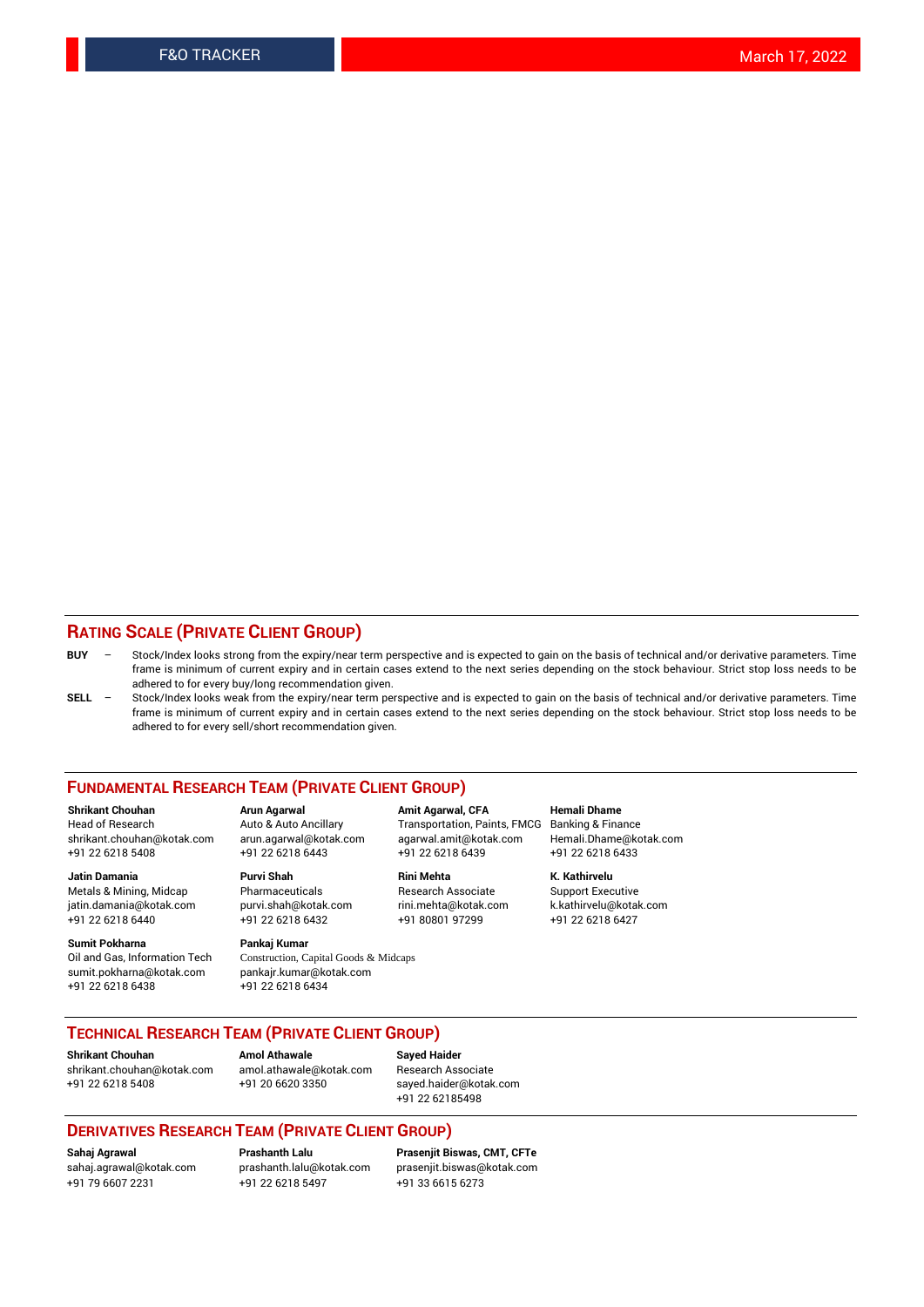## RATING SCALE (PRIVATE CLIENT GROUP)

**BUY** – Stock/Index looks strong from the expiry/near term perspective and is expected to gain on the basis of technical and/or derivative parameters. Time frame is minimum of current expiry and in certain cases extend to the next series depending on the stock behaviour. Strict stop loss needs to be adhered to for every buy/long recommendation given.

**SELL** – Stock/Index looks weak from the expiry/near term perspective and is expected to gain on the basis of technical and/or derivative parameters. Time frame is minimum of current expiry and in certain cases extend to the next series depending on the stock behaviour. Strict stop loss needs to be adhered to for every sell/short recommendation given.

## FUNDAMENTAL RESEARCH TEAM (PRIVATE CLIENT GROUP)

**Shrikant Chouhan**
Head of Research
shrikant.chouhan@kotak.com
+91 22 6218 5408

**Arun Agarwal**
Auto & Auto Ancillary
arun.agarwal@kotak.com
+91 22 6218 6443

**Amit Agarwal, CFA**
Transportation, Paints, FMCG
agarwal.amit@kotak.com
+91 22 6218 6439

**Hemali Dhame**
Banking & Finance
Hemali.Dhame@kotak.com
+91 22 6218 6433

**Jatin Damania**
Metals & Mining, Midcap
jatin.damania@kotak.com
+91 22 6218 6440

**Purvi Shah**
Pharmaceuticals
purvi.shah@kotak.com
+91 22 6218 6432

**Rini Mehta**
Research Associate
rini.mehta@kotak.com
+91 80801 97299

**K. Kathirvelu**
Support Executive
k.kathirvelu@kotak.com
+91 22 6218 6427

**Sumit Pokharna**
Oil and Gas, Information Tech
sumit.pokharna@kotak.com
+91 22 6218 6438

**Pankaj Kumar**
Construction, Capital Goods & Midcaps
pankajr.kumar@kotak.com
+91 22 6218 6434

## TECHNICAL RESEARCH TEAM (PRIVATE CLIENT GROUP)

**Shrikant Chouhan**
shrikant.chouhan@kotak.com
+91 22 6218 5408

**Amol Athawale**
amol.athawale@kotak.com
+91 20 6620 3350

**Sayed Haider**
Research Associate
sayed.haider@kotak.com
+91 22 62185498

## DERIVATIVES RESEARCH TEAM (PRIVATE CLIENT GROUP)

**Sahaj Agrawal**
sahaj.agrawal@kotak.com
+91 79 6607 2231

**Prashanth Lalu**
prashanth.lalu@kotak.com
+91 22 6218 5497

**Prasenjit Biswas, CMT, CFTe**
prasenjit.biswas@kotak.com
+91 33 6615 6273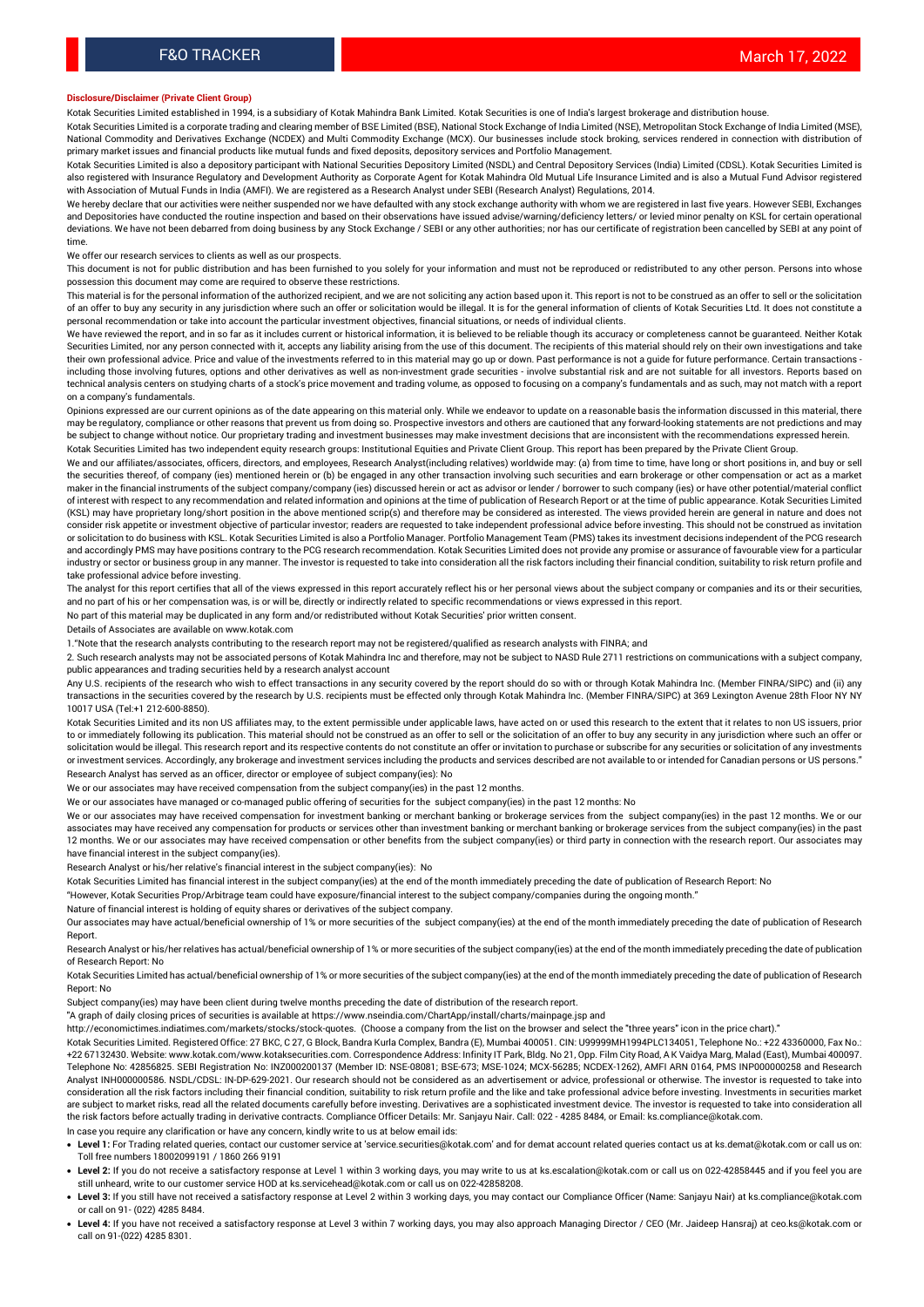**Disclosure/Disclaimer (Private Client Group)**

Kotak Securities Limited established in 1994, is a subsidiary of Kotak Mahindra Bank Limited. Kotak Securities is one of India's largest brokerage and distribution house.

Kotak Securities Limited is a corporate trading and clearing member of BSE Limited (BSE), National Stock Exchange of India Limited (NSE), Metropolitan Stock Exchange of India Limited (MSE), National Commodity and Derivatives Exchange (NCDEX) and Multi Commodity Exchange (MCX). Our businesses include stock broking, services rendered in connection with distribution of primary market issues and financial products like mutual funds and fixed deposits, depository services and Portfolio Management.

Kotak Securities Limited is also a depository participant with National Securities Depository Limited (NSDL) and Central Depository Services (India) Limited (CDSL). Kotak Securities Limited is also registered with Insurance Regulatory and Development Authority as Corporate Agent for Kotak Mahindra Old Mutual Life Insurance Limited and is also a Mutual Fund Advisor registered with Association of Mutual Funds in India (AMFI). We are registered as a Research Analyst under SEBI (Research Analyst) Regulations, 2014.

We hereby declare that our activities were neither suspended nor we have defaulted with any stock exchange authority with whom we are registered in last five years. However SEBI, Exchanges and Depositories have conducted the routine inspection and based on their observations have issued advise/warning/deficiency letters/ or levied minor penalty on KSL for certain operational deviations. We have not been debarred from doing business by any Stock Exchange / SEBI or any other authorities; nor has our certificate of registration been cancelled by SEBI at any point of time.

We offer our research services to clients as well as our prospects.

This document is not for public distribution and has been furnished to you solely for your information and must not be reproduced or redistributed to any other person. Persons into whose possession this document may come are required to observe these restrictions.

This material is for the personal information of the authorized recipient, and we are not soliciting any action based upon it. This report is not to be construed as an offer to sell or the solicitation of an offer to buy any security in any jurisdiction where such an offer or solicitation would be illegal. It is for the general information of clients of Kotak Securities Ltd. It does not constitute a personal recommendation or take into account the particular investment objectives, financial situations, or needs of individual clients.

We have reviewed the report, and in so far as it includes current or historical information, it is believed to be reliable though its accuracy or completeness cannot be guaranteed. Neither Kotak Securities Limited, nor any person connected with it, accepts any liability arising from the use of this document. The recipients of this material should rely on their own investigations and take their own professional advice. Price and value of the investments referred to in this material may go up or down. Past performance is not a guide for future performance. Certain transactions - including those involving futures, options and other derivatives as well as non-investment grade securities - involve substantial risk and are not suitable for all investors. Reports based on technical analysis centers on studying charts of a stock's price movement and trading volume, as opposed to focusing on a company's fundamentals and as such, may not match with a report on a company's fundamentals.

Opinions expressed are our current opinions as of the date appearing on this material only. While we endeavor to update on a reasonable basis the information discussed in this material, there may be regulatory, compliance or other reasons that prevent us from doing so. Prospective investors and others are cautioned that any forward-looking statements are not predictions and may be subject to change without notice. Our proprietary trading and investment businesses may make investment decisions that are inconsistent with the recommendations expressed herein.

Kotak Securities Limited has two independent equity research groups: Institutional Equities and Private Client Group. This report has been prepared by the Private Client Group.

We and our affiliates/associates, officers, directors, and employees, Research Analyst(including relatives) worldwide may: (a) from time to time, have long or short positions in, and buy or sell the securities thereof, of company (ies) mentioned herein or (b) be engaged in any other transaction involving such securities and earn brokerage or other compensation or act as a market maker in the financial instruments of the subject company/company (ies) discussed herein or act as advisor or lender / borrower to such company (ies) or have other potential/material conflict of interest with respect to any recommendation and related information and opinions at the time of publication of Research Report or at the time of public appearance. Kotak Securities Limited (KSL) may have proprietary long/short position in the above mentioned scrip(s) and therefore may be considered as interested. The views provided herein are general in nature and does not consider risk appetite or investment objective of particular investor; readers are requested to take independent professional advice before investing. This should not be construed as invitation or solicitation to do business with KSL. Kotak Securities Limited is also a Portfolio Manager. Portfolio Management Team (PMS) takes its investment decisions independent of the PCG research and accordingly PMS may have positions contrary to the PCG research recommendation. Kotak Securities Limited does not provide any promise or assurance of favourable view for a particular industry or sector or business group in any manner. The investor is requested to take into consideration all the risk factors including their financial condition, suitability to risk return profile and take professional advice before investing.

The analyst for this report certifies that all of the views expressed in this report accurately reflect his or her personal views about the subject company or companies and its or their securities, and no part of his or her compensation was, is or will be, directly or indirectly related to specific recommendations or views expressed in this report.

No part of this material may be duplicated in any form and/or redistributed without Kotak Securities' prior written consent.

Details of Associates are available on www.kotak.com

1."Note that the research analysts contributing to the research report may not be registered/qualified as research analysts with FINRA; and

2. Such research analysts may not be associated persons of Kotak Mahindra Inc and therefore, may not be subject to NASD Rule 2711 restrictions on communications with a subject company, public appearances and trading securities held by a research analyst account

Any U.S. recipients of the research who wish to effect transactions in any security covered by the report should do so with or through Kotak Mahindra Inc. (Member FINRA/SIPC) and (ii) any transactions in the securities covered by the research by U.S. recipients must be effected only through Kotak Mahindra Inc. (Member FINRA/SIPC) at 369 Lexington Avenue 28th Floor NY NY 10017 USA (Tel:+1 212-600-8850).

Kotak Securities Limited and its non US affiliates may, to the extent permissible under applicable laws, have acted on or used this research to the extent that it relates to non US issuers, prior to or immediately following its publication. This material should not be construed as an offer to sell or the solicitation of an offer to buy any security in any jurisdiction where such an offer or solicitation would be illegal. This research report and its respective contents do not constitute an offer or invitation to purchase or subscribe for any securities or solicitation of any investments or investment services. Accordingly, any brokerage and investment services including the products and services described are not available to or intended for Canadian persons or US persons."

Research Analyst has served as an officer, director or employee of subject company(ies): No

We or our associates may have received compensation from the subject company(ies) in the past 12 months.

We or our associates have managed or co-managed public offering of securities for the subject company(ies) in the past 12 months: No

We or our associates may have received compensation for investment banking or merchant banking or brokerage services from the subject company(ies) in the past 12 months. We or our associates may have received any compensation for products or services other than investment banking or merchant banking or brokerage services from the subject company(ies) in the past 12 months. We or our associates may have received compensation or other benefits from the subject company(ies) or third party in connection with the research report. Our associates may have financial interest in the subject company(ies).

Research Analyst or his/her relative's financial interest in the subject company(ies): No

Kotak Securities Limited has financial interest in the subject company(ies) at the end of the month immediately preceding the date of publication of Research Report: No

"However, Kotak Securities Prop/Arbitrage team could have exposure/financial interest to the subject company/companies during the ongoing month."

Nature of financial interest is holding of equity shares or derivatives of the subject company.

Our associates may have actual/beneficial ownership of 1% or more securities of the subject company(ies) at the end of the month immediately preceding the date of publication of Research Report.

Research Analyst or his/her relatives has actual/beneficial ownership of 1% or more securities of the subject company(ies) at the end of the month immediately preceding the date of publication of Research Report: No

Kotak Securities Limited has actual/beneficial ownership of 1% or more securities of the subject company(ies) at the end of the month immediately preceding the date of publication of Research Report: No

Subject company(ies) may have been client during twelve months preceding the date of distribution of the research report.

"A graph of daily closing prices of securities is available at https://www.nseindia.com/ChartApp/install/charts/mainpage.jsp and

http://economictimes.indiatimes.com/markets/stocks/stock-quotes. (Choose a company from the list on the browser and select the "three years" icon in the price chart)."

Kotak Securities Limited. Registered Office: 27 BKC, C 27, G Block, Bandra Kurla Complex, Bandra (E), Mumbai 400051. CIN: U99999MH1994PLC134051, Telephone No.: +22 43360000, Fax No.: +22 67132430. Website: www.kotak.com/www.kotaksecurities.com. Correspondence Address: Infinity IT Park, Bldg. No 21, Opp. Film City Road, A K Vaidya Marg, Malad (East), Mumbai 400097. Telephone No: 42856825. SEBI Registration No: INZ000200137 (Member ID: NSE-08081; BSE-673; MSE-1024; MCX-56285; NCDEX-1262), AMFI ARN 0164, PMS INP000000258 and Research Analyst INH000000586. NSDL/CDSL: IN-DP-629-2021. Our research should not be considered as an advertisement or advice, professional or otherwise. The investor is requested to take into consideration all the risk factors including their financial condition, suitability to risk return profile and the like and take professional advice before investing. Investments in securities market are subject to market risks, read all the related documents carefully before investing. Derivatives are a sophisticated investment device. The investor is requested to take into consideration all the risk factors before actually trading in derivative contracts. Compliance Officer Details: Mr. Sanjayu Nair. Call: 022 - 4285 8484, or Email: ks.compliance@kotak.com.

In case you require any clarification or have any concern, kindly write to us at below email ids:

- **Level 1:** For Trading related queries, contact our customer service at 'service.securities@kotak.com' and for demat account related queries contact us at ks.demat@kotak.com or call us on: Toll free numbers 18002099191 / 1860 266 9191
- **Level 2:** If you do not receive a satisfactory response at Level 1 within 3 working days, you may write to us at ks.escalation@kotak.com or call us on 022-42858445 and if you feel you are still unheard, write to our customer service HOD at ks.servicehead@kotak.com or call us on 022-42858208.
- **Level 3:** If you still have not received a satisfactory response at Level 2 within 3 working days, you may contact our Compliance Officer (Name: Sanjayu Nair) at ks.compliance@kotak.com or call on 91- (022) 4285 8484.
- **Level 4:** If you have not received a satisfactory response at Level 3 within 7 working days, you may also approach Managing Director / CEO (Mr. Jaideep Hansraj) at ceo.ks@kotak.com or call on 91-(022) 4285 8301.